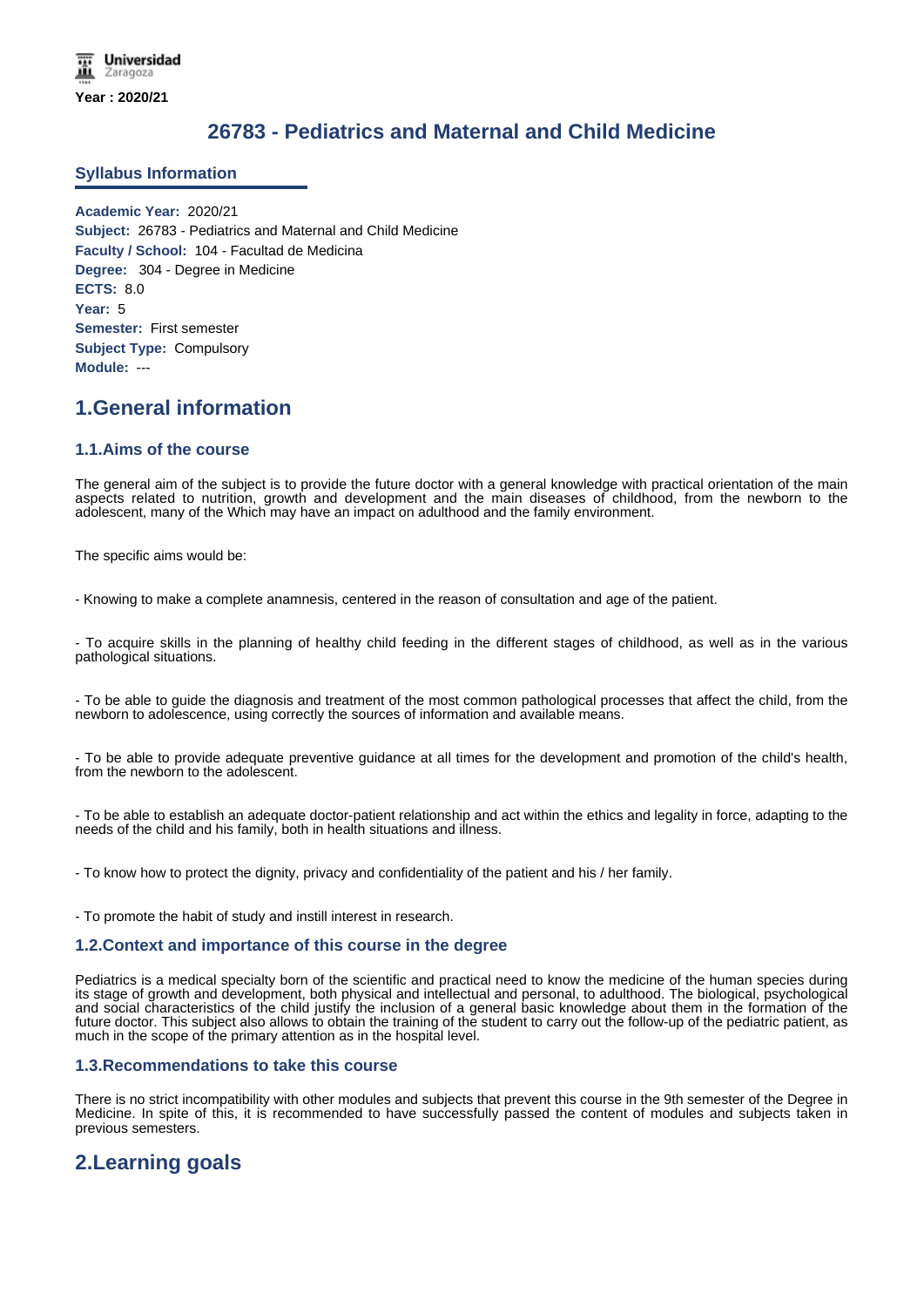Year : 2020/21

# 26783 - Pediatrics and Maternal and Child Medicine

### Syllabus Information

**Academic Year:** 2020/21
**Subject:** 26783 - Pediatrics and Maternal and Child Medicine
**Faculty / School:** 104 - Facultad de Medicina
**Degree:** 304 - Degree in Medicine
**ECTS:** 8.0
**Year:** 5
**Semester:** First semester
**Subject Type:** Compulsory
**Module:** ---

## 1.General information

### 1.1.Aims of the course

The general aim of the subject is to provide the future doctor with a general knowledge with practical orientation of the main aspects related to nutrition, growth and development and the main diseases of childhood, from the newborn to the adolescent, many of the Which may have an impact on adulthood and the family environment.

The specific aims would be:

- Knowing to make a complete anamnesis, centered in the reason of consultation and age of the patient.

- To acquire skills in the planning of healthy child feeding in the different stages of childhood, as well as in the various pathological situations.

- To be able to guide the diagnosis and treatment of the most common pathological processes that affect the child, from the newborn to adolescence, using correctly the sources of information and available means.

- To be able to provide adequate preventive guidance at all times for the development and promotion of the child's health, from the newborn to the adolescent.

- To be able to establish an adequate doctor-patient relationship and act within the ethics and legality in force, adapting to the needs of the child and his family, both in health situations and illness.

- To know how to protect the dignity, privacy and confidentiality of the patient and his / her family.

- To promote the habit of study and instill interest in research.

### 1.2.Context and importance of this course in the degree

Pediatrics is a medical specialty born of the scientific and practical need to know the medicine of the human species during its stage of growth and development, both physical and intellectual and personal, to adulthood. The biological, psychological and social characteristics of the child justify the inclusion of a general basic knowledge about them in the formation of the future doctor. This subject also allows to obtain the training of the student to carry out the follow-up of the pediatric patient, as much in the scope of the primary attention as in the hospital level.

### 1.3.Recommendations to take this course

There is no strict incompatibility with other modules and subjects that prevent this course in the 9th semester of the Degree in Medicine. In spite of this, it is recommended to have successfully passed the content of modules and subjects taken in previous semesters.

## 2.Learning goals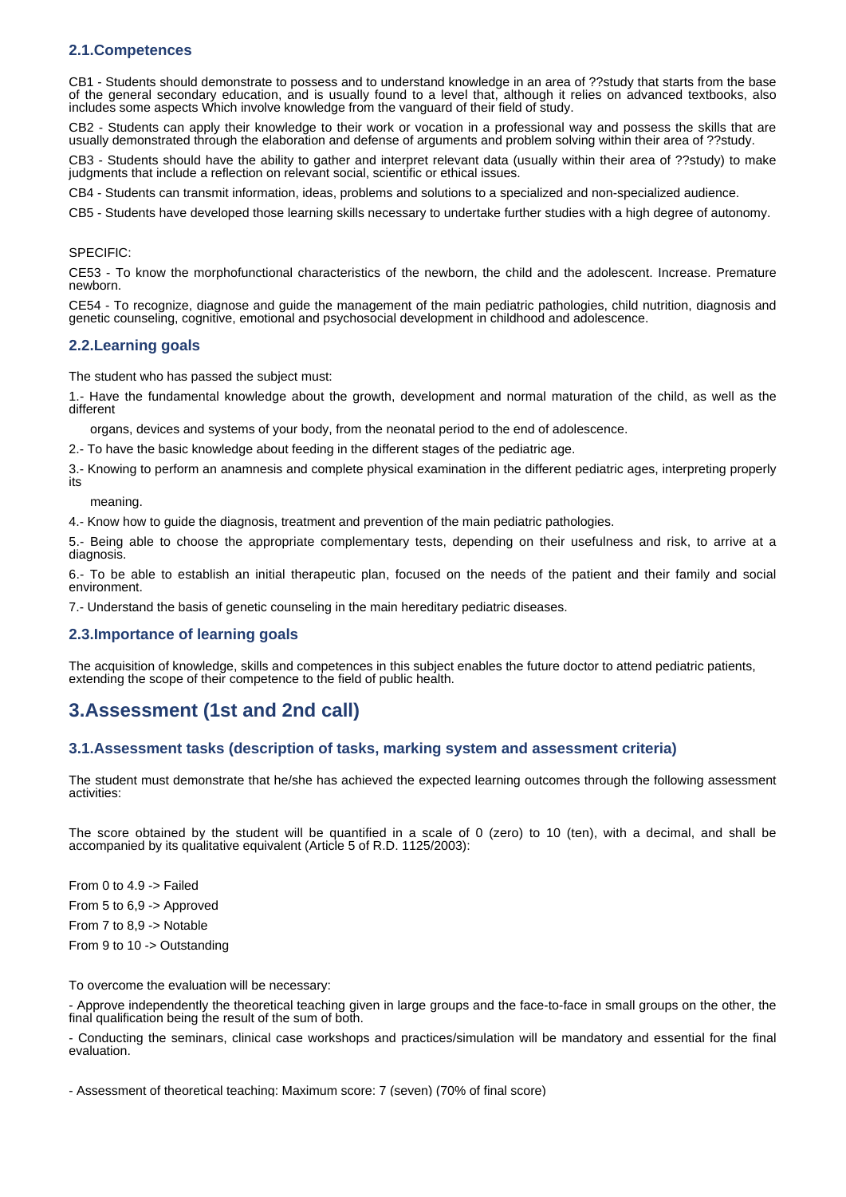### 2.1.Competences

CB1 - Students should demonstrate to possess and to understand knowledge in an area of ??study that starts from the base of the general secondary education, and is usually found to a level that, although it relies on advanced textbooks, also includes some aspects Which involve knowledge from the vanguard of their field of study.

CB2 - Students can apply their knowledge to their work or vocation in a professional way and possess the skills that are usually demonstrated through the elaboration and defense of arguments and problem solving within their area of ??study.

CB3 - Students should have the ability to gather and interpret relevant data (usually within their area of ??study) to make judgments that include a reflection on relevant social, scientific or ethical issues.

CB4 - Students can transmit information, ideas, problems and solutions to a specialized and non-specialized audience.

CB5 - Students have developed those learning skills necessary to undertake further studies with a high degree of autonomy.

SPECIFIC:

CE53 - To know the morphofunctional characteristics of the newborn, the child and the adolescent. Increase. Premature newborn.

CE54 - To recognize, diagnose and guide the management of the main pediatric pathologies, child nutrition, diagnosis and genetic counseling, cognitive, emotional and psychosocial development in childhood and adolescence.

### 2.2.Learning goals

The student who has passed the subject must:

1.- Have the fundamental knowledge about the growth, development and normal maturation of the child, as well as the different

organs, devices and systems of your body, from the neonatal period to the end of adolescence.

2.- To have the basic knowledge about feeding in the different stages of the pediatric age.

3.- Knowing to perform an anamnesis and complete physical examination in the different pediatric ages, interpreting properly its

meaning.

4.- Know how to guide the diagnosis, treatment and prevention of the main pediatric pathologies.

5.- Being able to choose the appropriate complementary tests, depending on their usefulness and risk, to arrive at a diagnosis.

6.- To be able to establish an initial therapeutic plan, focused on the needs of the patient and their family and social environment.

7.- Understand the basis of genetic counseling in the main hereditary pediatric diseases.

### 2.3.Importance of learning goals

The acquisition of knowledge, skills and competences in this subject enables the future doctor to attend pediatric patients, extending the scope of their competence to the field of public health.

## 3.Assessment (1st and 2nd call)

### 3.1.Assessment tasks (description of tasks, marking system and assessment criteria)

The student must demonstrate that he/she has achieved the expected learning outcomes through the following assessment activities:

The score obtained by the student will be quantified in a scale of 0 (zero) to 10 (ten), with a decimal, and shall be accompanied by its qualitative equivalent (Article 5 of R.D. 1125/2003):

From 0 to 4.9 -> Failed

From 5 to 6,9 -> Approved

From 7 to 8,9 -> Notable

From 9 to 10 -> Outstanding

To overcome the evaluation will be necessary:

- Approve independently the theoretical teaching given in large groups and the face-to-face in small groups on the other, the final qualification being the result of the sum of both.

- Conducting the seminars, clinical case workshops and practices/simulation will be mandatory and essential for the final evaluation.

- Assessment of theoretical teaching: Maximum score: 7 (seven) (70% of final score)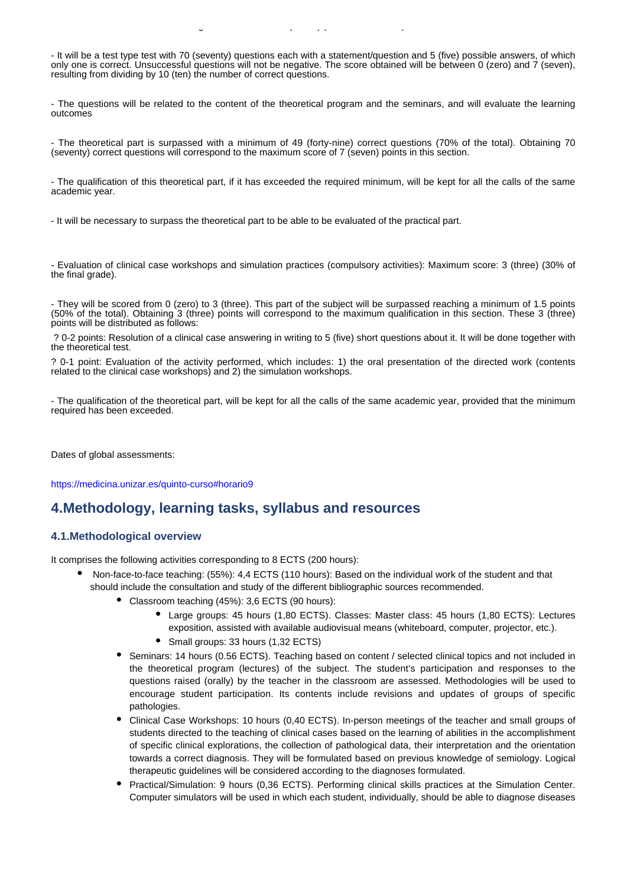- It will be a test type test with 70 (seventy) questions each with a statement/question and 5 (five) possible answers, of which only one is correct. Unsuccessful questions will not be negative. The score obtained will be between 0 (zero) and 7 (seven), resulting from dividing by 10 (ten) the number of correct questions.

- The questions will be related to the content of the theoretical program and the seminars, and will evaluate the learning outcomes

- The theoretical part is surpassed with a minimum of 49 (forty-nine) correct questions (70% of the total). Obtaining 70 (seventy) correct questions will correspond to the maximum score of 7 (seven) points in this section.

- The qualification of this theoretical part, if it has exceeded the required minimum, will be kept for all the calls of the same academic year.

- It will be necessary to surpass the theoretical part to be able to be evaluated of the practical part.

- Evaluation of clinical case workshops and simulation practices (compulsory activities): Maximum score: 3 (three) (30% of the final grade).

- They will be scored from 0 (zero) to 3 (three). This part of the subject will be surpassed reaching a minimum of 1.5 points (50% of the total). Obtaining 3 (three) points will correspond to the maximum qualification in this section. These 3 (three) points will be distributed as follows:

? 0-2 points: Resolution of a clinical case answering in writing to 5 (five) short questions about it. It will be done together with the theoretical test.

? 0-1 point: Evaluation of the activity performed, which includes: 1) the oral presentation of the directed work (contents related to the clinical case workshops) and 2) the simulation workshops.

- The qualification of the theoretical part, will be kept for all the calls of the same academic year, provided that the minimum required has been exceeded.

Dates of global assessments:

https://medicina.unizar.es/quinto-curso#horario9

## 4.Methodology, learning tasks, syllabus and resources

### 4.1.Methodological overview

It comprises the following activities corresponding to 8 ECTS (200 hours):

- Non-face-to-face teaching: (55%): 4,4 ECTS (110 hours): Based on the individual work of the student and that should include the consultation and study of the different bibliographic sources recommended.
  - Classroom teaching (45%): 3,6 ECTS (90 hours):
    - Large groups: 45 hours (1,80 ECTS). Classes: Master class: 45 hours (1,80 ECTS): Lectures exposition, assisted with available audiovisual means (whiteboard, computer, projector, etc.).
    - Small groups: 33 hours (1,32 ECTS)
  - Seminars: 14 hours (0.56 ECTS). Teaching based on content / selected clinical topics and not included in the theoretical program (lectures) of the subject. The student's participation and responses to the questions raised (orally) by the teacher in the classroom are assessed. Methodologies will be used to encourage student participation. Its contents include revisions and updates of groups of specific pathologies.
  - Clinical Case Workshops: 10 hours (0,40 ECTS). In-person meetings of the teacher and small groups of students directed to the teaching of clinical cases based on the learning of abilities in the accomplishment of specific clinical explorations, the collection of pathological data, their interpretation and the orientation towards a correct diagnosis. They will be formulated based on previous knowledge of semiology. Logical therapeutic guidelines will be considered according to the diagnoses formulated.
  - Practical/Simulation: 9 hours (0,36 ECTS). Performing clinical skills practices at the Simulation Center. Computer simulators will be used in which each student, individually, should be able to diagnose diseases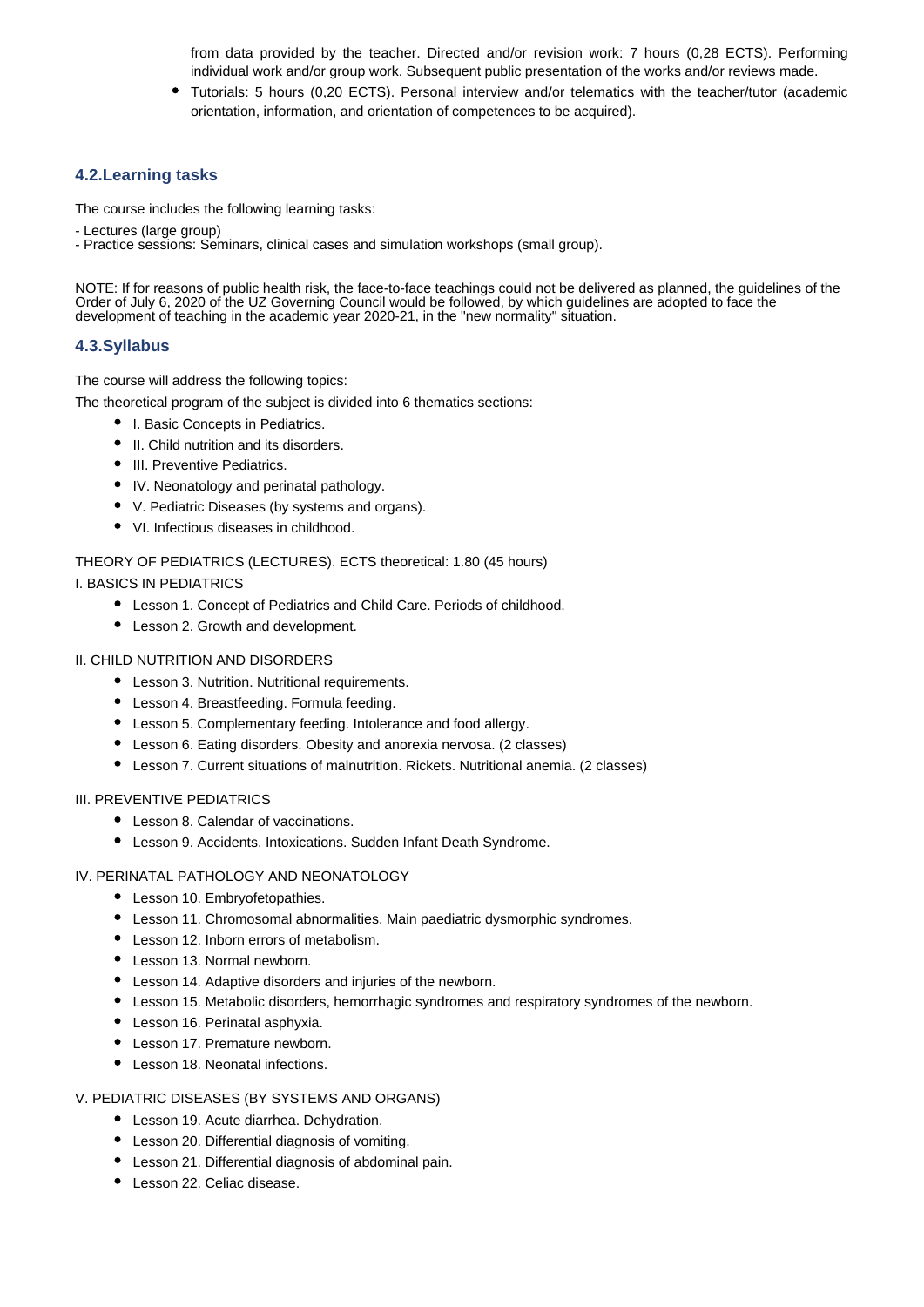from data provided by the teacher. Directed and/or revision work: 7 hours (0,28 ECTS). Performing individual work and/or group work. Subsequent public presentation of the works and/or reviews made.

- Tutorials: 5 hours (0,20 ECTS). Personal interview and/or telematics with the teacher/tutor (academic orientation, information, and orientation of competences to be acquired).

## 4.2.Learning tasks

The course includes the following learning tasks:

- Lectures (large group)
- Practice sessions: Seminars, clinical cases and simulation workshops (small group).

NOTE: If for reasons of public health risk, the face-to-face teachings could not be delivered as planned, the guidelines of the Order of July 6, 2020 of the UZ Governing Council would be followed, by which guidelines are adopted to face the development of teaching in the academic year 2020-21, in the "new normality" situation.

## 4.3.Syllabus

The course will address the following topics:

The theoretical program of the subject is divided into 6 thematics sections:

- I. Basic Concepts in Pediatrics.
- II. Child nutrition and its disorders.
- III. Preventive Pediatrics.
- IV. Neonatology and perinatal pathology.
- V. Pediatric Diseases (by systems and organs).
- VI. Infectious diseases in childhood.

THEORY OF PEDIATRICS (LECTURES). ECTS theoretical: 1.80 (45 hours)

I. BASICS IN PEDIATRICS

- Lesson 1. Concept of Pediatrics and Child Care. Periods of childhood.
- Lesson 2. Growth and development.

II. CHILD NUTRITION AND DISORDERS

- Lesson 3. Nutrition. Nutritional requirements.
- Lesson 4. Breastfeeding. Formula feeding.
- Lesson 5. Complementary feeding. Intolerance and food allergy.
- Lesson 6. Eating disorders. Obesity and anorexia nervosa. (2 classes)
- Lesson 7. Current situations of malnutrition. Rickets. Nutritional anemia. (2 classes)

III. PREVENTIVE PEDIATRICS

- Lesson 8. Calendar of vaccinations.
- Lesson 9. Accidents. Intoxications. Sudden Infant Death Syndrome.

IV. PERINATAL PATHOLOGY AND NEONATOLOGY

- Lesson 10. Embryofetopathies.
- Lesson 11. Chromosomal abnormalities. Main paediatric dysmorphic syndromes.
- Lesson 12. Inborn errors of metabolism.
- Lesson 13. Normal newborn.
- Lesson 14. Adaptive disorders and injuries of the newborn.
- Lesson 15. Metabolic disorders, hemorrhagic syndromes and respiratory syndromes of the newborn.
- Lesson 16. Perinatal asphyxia.
- Lesson 17. Premature newborn.
- Lesson 18. Neonatal infections.

V. PEDIATRIC DISEASES (BY SYSTEMS AND ORGANS)

- Lesson 19. Acute diarrhea. Dehydration.
- Lesson 20. Differential diagnosis of vomiting.
- Lesson 21. Differential diagnosis of abdominal pain.
- Lesson 22. Celiac disease.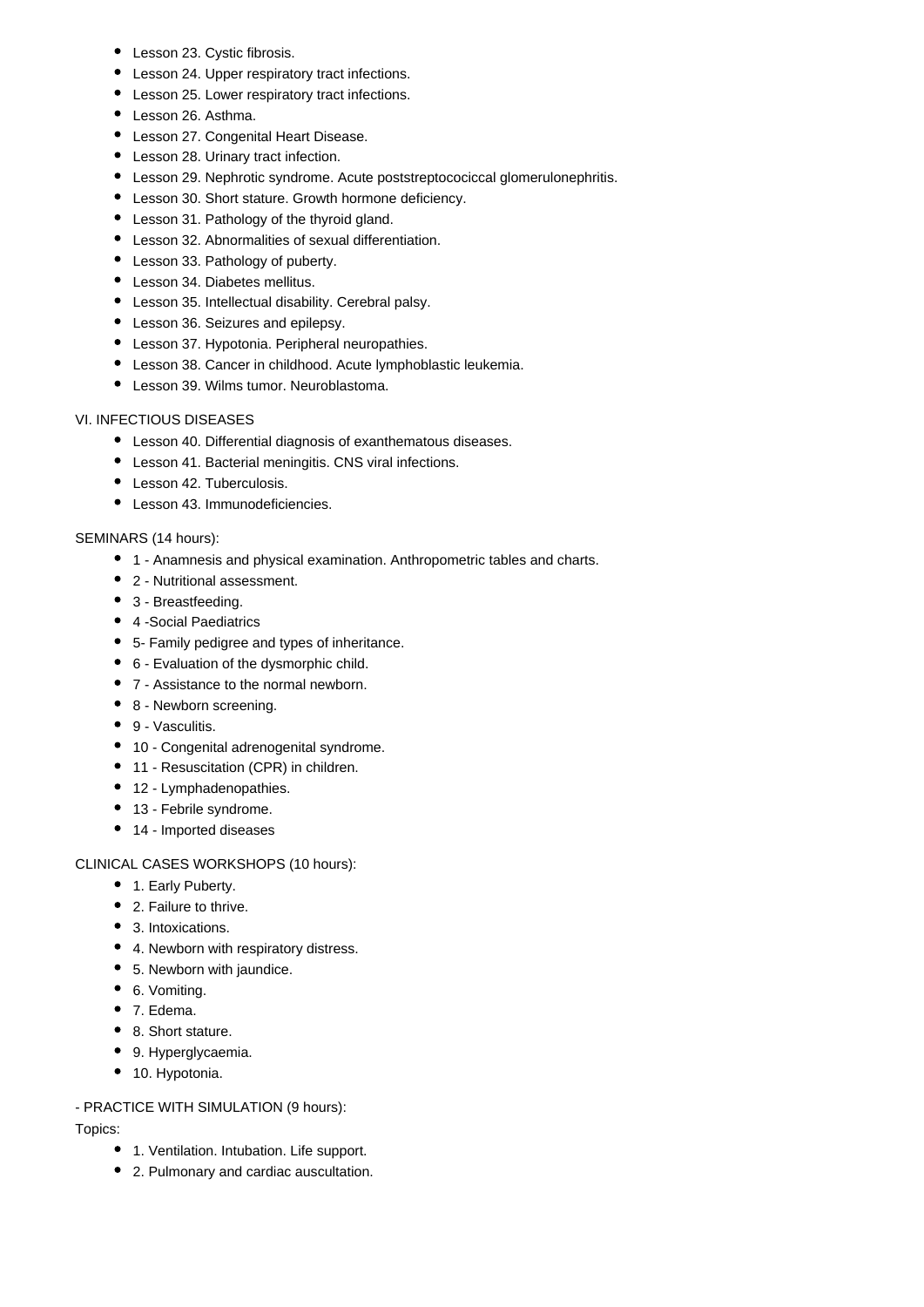- Lesson 23. Cystic fibrosis.
- Lesson 24. Upper respiratory tract infections.
- Lesson 25. Lower respiratory tract infections.
- Lesson 26. Asthma.
- Lesson 27. Congenital Heart Disease.
- Lesson 28. Urinary tract infection.
- Lesson 29. Nephrotic syndrome. Acute poststreptocociccal glomerulonephritis.
- Lesson 30. Short stature. Growth hormone deficiency.
- Lesson 31. Pathology of the thyroid gland.
- Lesson 32. Abnormalities of sexual differentiation.
- Lesson 33. Pathology of puberty.
- Lesson 34. Diabetes mellitus.
- Lesson 35. Intellectual disability. Cerebral palsy.
- Lesson 36. Seizures and epilepsy.
- Lesson 37. Hypotonia. Peripheral neuropathies.
- Lesson 38. Cancer in childhood. Acute lymphoblastic leukemia.
- Lesson 39. Wilms tumor. Neuroblastoma.

VI. INFECTIOUS DISEASES

- Lesson 40. Differential diagnosis of exanthematous diseases.
- Lesson 41. Bacterial meningitis. CNS viral infections.
- Lesson 42. Tuberculosis.
- Lesson 43. Immunodeficiencies.

SEMINARS (14 hours):

- 1 - Anamnesis and physical examination. Anthropometric tables and charts.
- 2 - Nutritional assessment.
- 3 - Breastfeeding.
- 4 -Social Paediatrics
- 5- Family pedigree and types of inheritance.
- 6 - Evaluation of the dysmorphic child.
- 7 - Assistance to the normal newborn.
- 8 - Newborn screening.
- 9 - Vasculitis.
- 10 - Congenital adrenogenital syndrome.
- 11 - Resuscitation (CPR) in children.
- 12 - Lymphadenopathies.
- 13 - Febrile syndrome.
- 14 - Imported diseases

CLINICAL CASES WORKSHOPS (10 hours):

- 1. Early Puberty.
- 2. Failure to thrive.
- 3. Intoxications.
- 4. Newborn with respiratory distress.
- 5. Newborn with jaundice.
- 6. Vomiting.
- 7. Edema.
- 8. Short stature.
- 9. Hyperglycaemia.
- 10. Hypotonia.

- PRACTICE WITH SIMULATION (9 hours):

Topics:

- 1. Ventilation. Intubation. Life support.
- 2. Pulmonary and cardiac auscultation.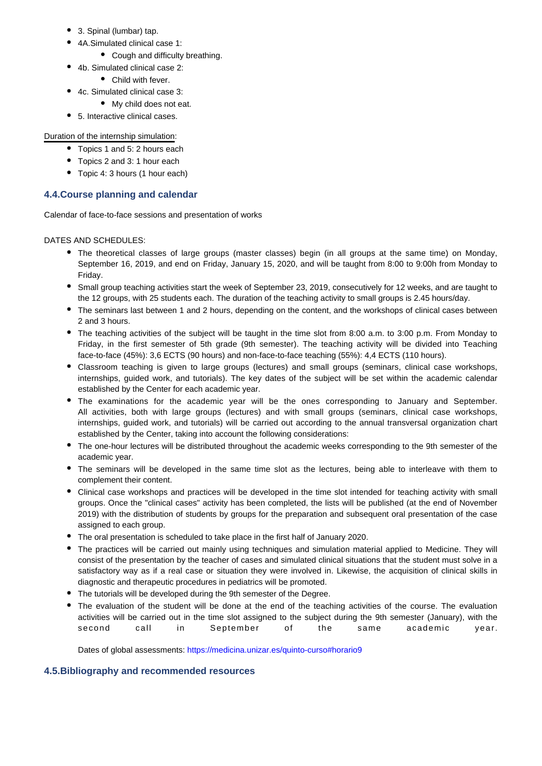- 3. Spinal (lumbar) tap.
- 4A.Simulated clinical case 1:
    - Cough and difficulty breathing.
- 4b. Simulated clinical case 2:
    - Child with fever.
- 4c. Simulated clinical case 3:
    - My child does not eat.
- 5. Interactive clinical cases.

Duration of the internship simulation:

- Topics 1 and 5: 2 hours each
- Topics 2 and 3: 1 hour each
- Topic 4: 3 hours (1 hour each)

## 4.4.Course planning and calendar

Calendar of face-to-face sessions and presentation of works

DATES AND SCHEDULES:

- The theoretical classes of large groups (master classes) begin (in all groups at the same time) on Monday, September 16, 2019, and end on Friday, January 15, 2020, and will be taught from 8:00 to 9:00h from Monday to Friday.
- Small group teaching activities start the week of September 23, 2019, consecutively for 12 weeks, and are taught to the 12 groups, with 25 students each. The duration of the teaching activity to small groups is 2.45 hours/day.
- The seminars last between 1 and 2 hours, depending on the content, and the workshops of clinical cases between 2 and 3 hours.
- The teaching activities of the subject will be taught in the time slot from 8:00 a.m. to 3:00 p.m. From Monday to Friday, in the first semester of 5th grade (9th semester). The teaching activity will be divided into Teaching face-to-face (45%): 3,6 ECTS (90 hours) and non-face-to-face teaching (55%): 4,4 ECTS (110 hours).
- Classroom teaching is given to large groups (lectures) and small groups (seminars, clinical case workshops, internships, guided work, and tutorials). The key dates of the subject will be set within the academic calendar established by the Center for each academic year.
- The examinations for the academic year will be the ones corresponding to January and September. All activities, both with large groups (lectures) and with small groups (seminars, clinical case workshops, internships, guided work, and tutorials) will be carried out according to the annual transversal organization chart established by the Center, taking into account the following considerations:
- The one-hour lectures will be distributed throughout the academic weeks corresponding to the 9th semester of the academic year.
- The seminars will be developed in the same time slot as the lectures, being able to interleave with them to complement their content.
- Clinical case workshops and practices will be developed in the time slot intended for teaching activity with small groups. Once the "clinical cases" activity has been completed, the lists will be published (at the end of November 2019) with the distribution of students by groups for the preparation and subsequent oral presentation of the case assigned to each group.
- The oral presentation is scheduled to take place in the first half of January 2020.
- The practices will be carried out mainly using techniques and simulation material applied to Medicine. They will consist of the presentation by the teacher of cases and simulated clinical situations that the student must solve in a satisfactory way as if a real case or situation they were involved in. Likewise, the acquisition of clinical skills in diagnostic and therapeutic procedures in pediatrics will be promoted.
- The tutorials will be developed during the 9th semester of the Degree.
- The evaluation of the student will be done at the end of the teaching activities of the course. The evaluation activities will be carried out in the time slot assigned to the subject during the 9th semester (January), with the second call in September of the same academic year.

    Dates of global assessments: https://medicina.unizar.es/quinto-curso#horario9

## 4.5.Bibliography and recommended resources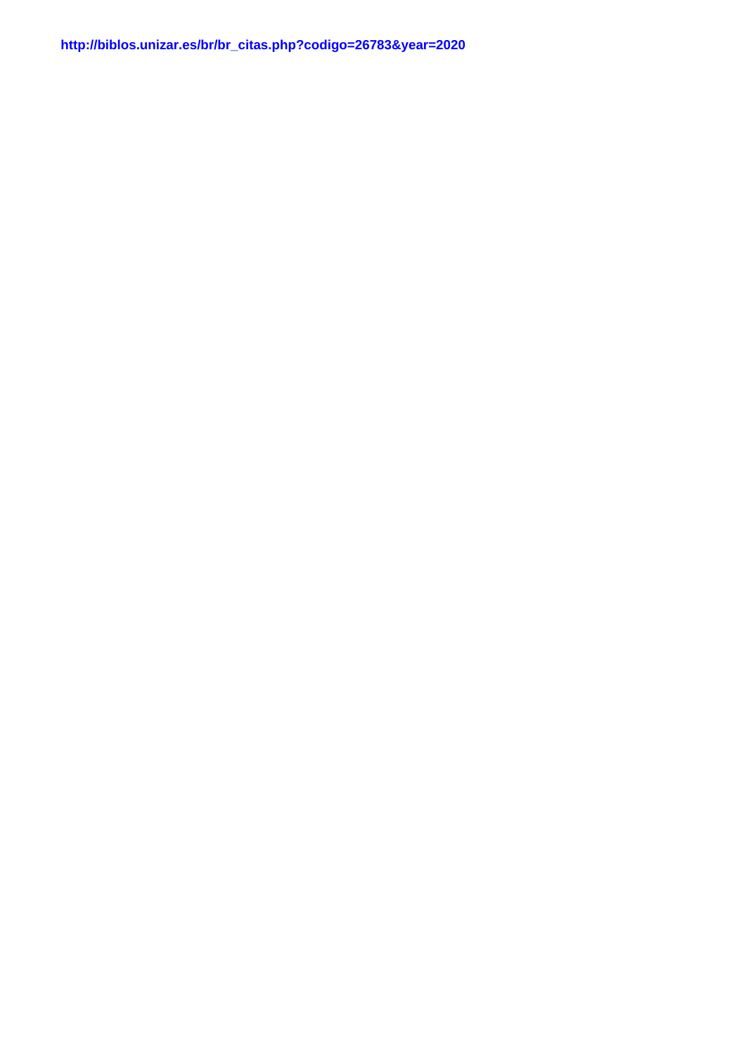http://biblos.unizar.es/br/br_citas.php?codigo=26783&year=2020